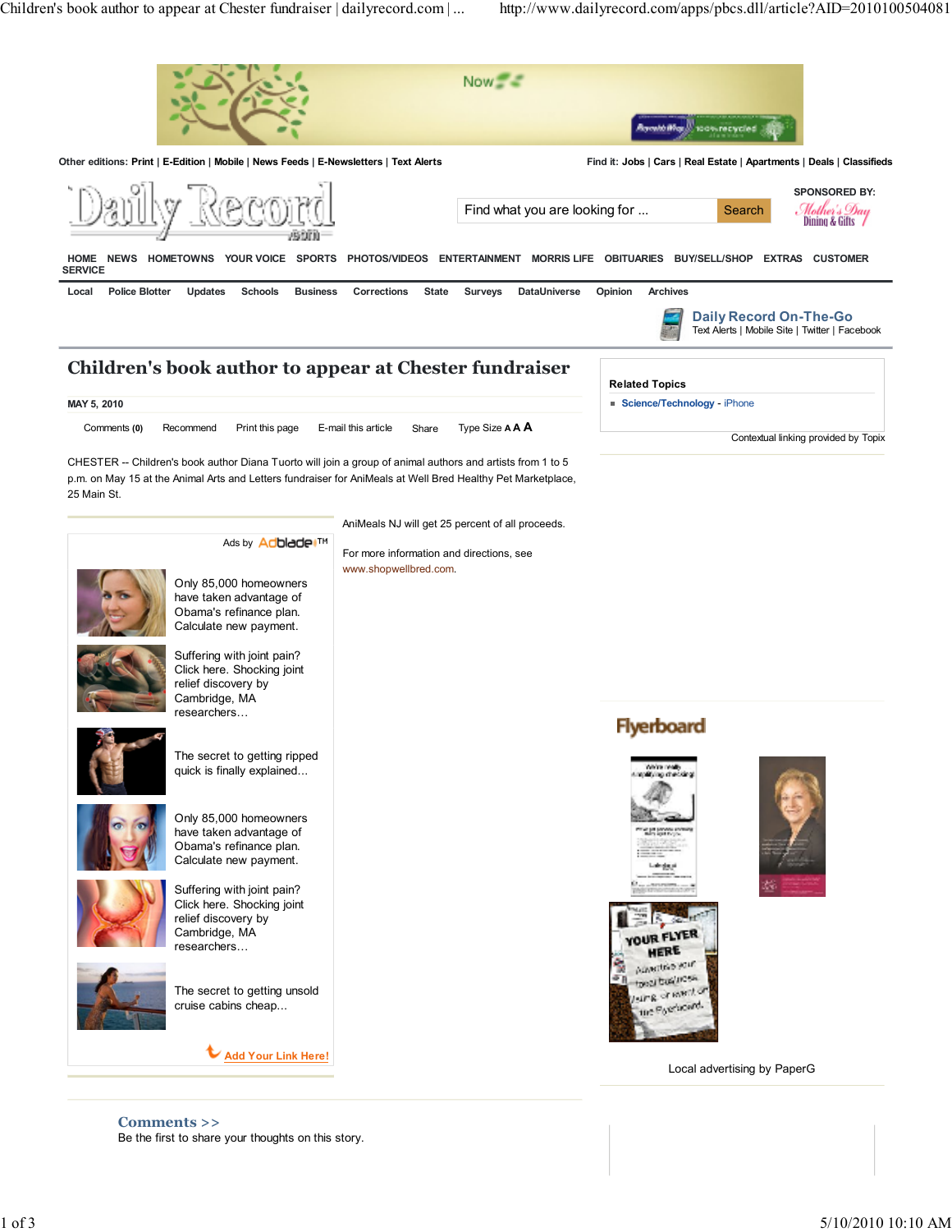Other editions: Print | E-Edition | Mobile | News Feeds | E-Newsletters | Text Alerts

Find it: Jobs | Cars | Real Estate | Apartments | Deals | Classifieds

Find what you are looking for ... Search

SPONSORED BY:

HOME NEWS HOMETOWNS YOUR VOICE SPORTS PHOTOS/VIDEOS ENTERTAINMENT MORRIS LIFE OBITUARIES BUY/SELL/SHOP EXTRAS CUSTOMER SERVICE

Local Police Blotter Updates Schools Business Corrections State Surveys DataUniverse Opinion Archives

Daily Record On-The-Go
Text Alerts | Mobile Site | Twitter | Facebook

# Children's book author to appear at Chester fundraiser

**MAY 5, 2010**

Comments **(0)** Recommend Print this page E-mail this article Share Type Size A A A

CHESTER -- Children's book author Diana Tuorto will join a group of animal authors and artists from 1 to 5 p.m. on May 15 at the Animal Arts and Letters fundraiser for AniMeals at Well Bred Healthy Pet Marketplace, 25 Main St.

AniMeals NJ will get 25 percent of all proceeds.

For more information and directions, see www.shopwellbred.com.

Ads by Adblade™

Only 85,000 homeowners have taken advantage of Obama's refinance plan. Calculate new payment.

Suffering with joint pain? Click here. Shocking joint relief discovery by Cambridge, MA researchers…

The secret to getting ripped quick is finally explained…

Only 85,000 homeowners have taken advantage of Obama's refinance plan. Calculate new payment.

Suffering with joint pain? Click here. Shocking joint relief discovery by Cambridge, MA researchers…

The secret to getting unsold cruise cabins cheap…

Add Your Link Here!

**Related Topics**

- **Science/Technology** - iPhone

Contextual linking provided by Topix

Flyerboard

Local advertising by PaperG

## Comments >>

Be the first to share your thoughts on this story.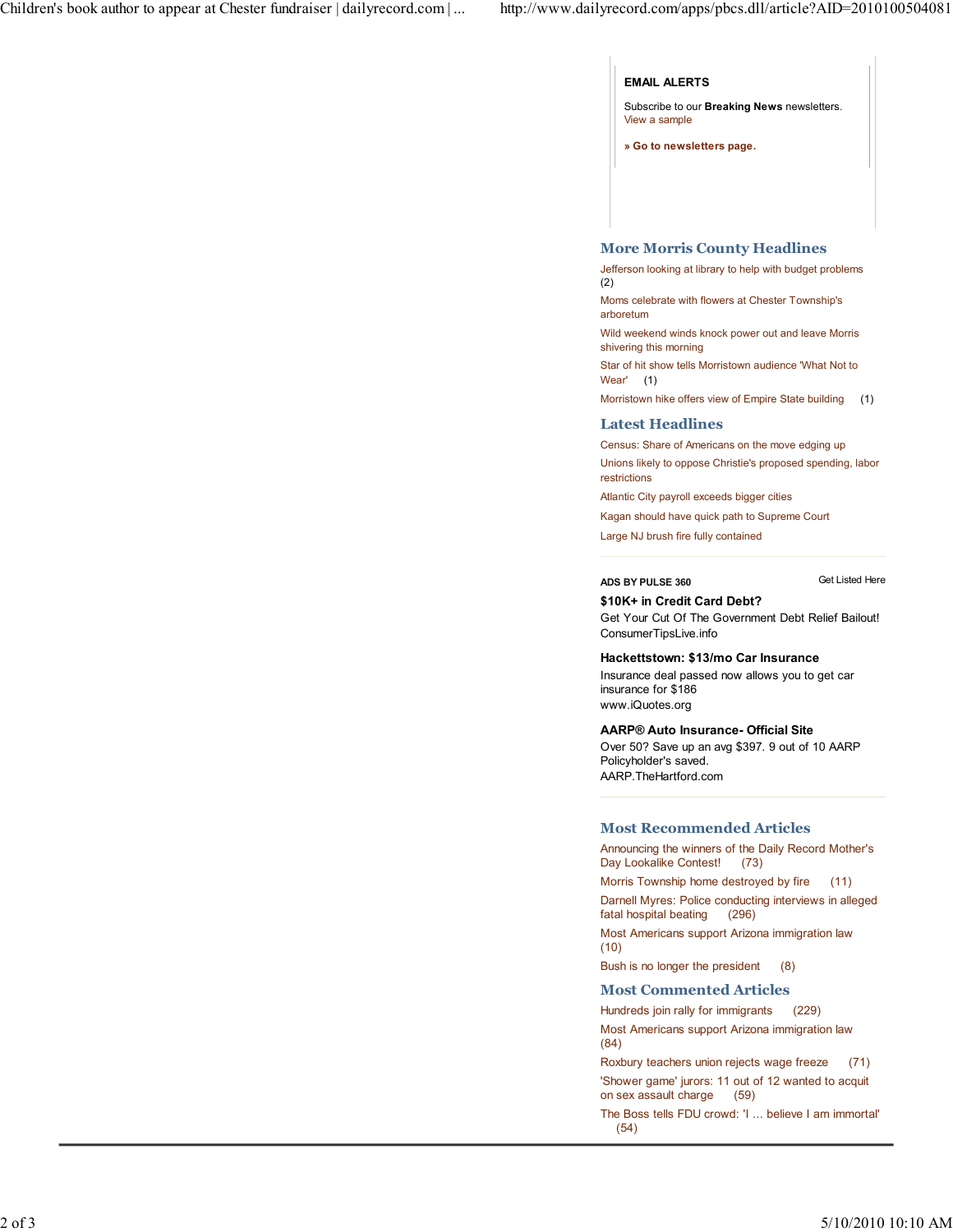**EMAIL ALERTS**

Subscribe to our **Breaking News** newsletters.
View a sample

**» Go to newsletters page.**

## More Morris County Headlines

- Jefferson looking at library to help with budget problems (2)
- Moms celebrate with flowers at Chester Township's arboretum
- Wild weekend winds knock power out and leave Morris shivering this morning
- Star of hit show tells Morristown audience 'What Not to Wear' (1)
- Morristown hike offers view of Empire State building (1)

## Latest Headlines

- Census: Share of Americans on the move edging up
- Unions likely to oppose Christie's proposed spending, labor restrictions
- Atlantic City payroll exceeds bigger cities
- Kagan should have quick path to Supreme Court
- Large NJ brush fire fully contained

**ADS BY PULSE 360** Get Listed Here

**$10K+ in Credit Card Debt?**
Get Your Cut Of The Government Debt Relief Bailout!
ConsumerTipsLive.info

**Hackettstown: $13/mo Car Insurance**
Insurance deal passed now allows you to get car insurance for $186
www.iQuotes.org

**AARP® Auto Insurance- Official Site**
Over 50? Save up an avg $397. 9 out of 10 AARP Policyholder's saved.
AARP.TheHartford.com

## Most Recommended Articles

- Announcing the winners of the Daily Record Mother's Day Lookalike Contest! (73)
- Morris Township home destroyed by fire (11)
- Darnell Myres: Police conducting interviews in alleged fatal hospital beating (296)
- Most Americans support Arizona immigration law (10)
- Bush is no longer the president (8)

## Most Commented Articles

- Hundreds join rally for immigrants (229)
- Most Americans support Arizona immigration law (84)
- Roxbury teachers union rejects wage freeze (71)
- 'Shower game' jurors: 11 out of 12 wanted to acquit on sex assault charge (59)
- The Boss tells FDU crowd: 'I ... believe I am immortal' (54)